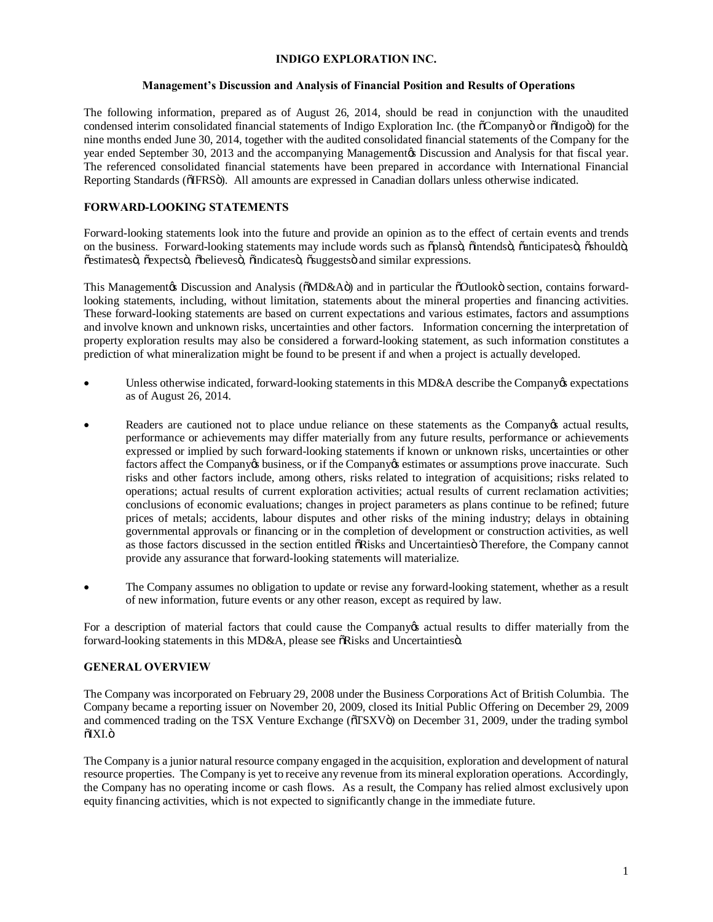# INDIGO EXPLORATION INC.

## Management's Discussion and Analysis of Financial Position and Results of Operations

The following information, prepared as of August 26, 2014, should be read in conjunction with the unaudited condensed interim consolidated financial statements of Indigo Exploration Inc. (the "Company" or "Indigo") for the nine months ended June 30, 2014, together with the audited consolidated financial statements of the Company for the year ended September 30, 2013 and the accompanying Management's Discussion and Analysis for that fiscal year. The referenced consolidated financial statements have been prepared in accordance with International Financial Reporting Standards ("IFRS"). All amounts are expressed in Canadian dollars unless otherwise indicated.

### FORWARD-LOOKING STATEMENTS

Forward-looking statements look into the future and provide an opinion as to the effect of certain events and trends on the business. Forward-looking statements may include words such as "plans", "intends", "anticipates", "should", "estimates", "expects", "believes", "indicates", "suggests" and similar expressions.

This Management's Discussion and Analysis ("MD&A") and in particular the "Outlook" section, contains forward-looking statements, including, without limitation, statements about the mineral properties and financing activities. These forward-looking statements are based on current expectations and various estimates, factors and assumptions and involve known and unknown risks, uncertainties and other factors. Information concerning the interpretation of property exploration results may also be considered a forward-looking statement, as such information constitutes a prediction of what mineralization might be found to be present if and when a project is actually developed.

- Unless otherwise indicated, forward-looking statements in this MD&A describe the Company's expectations as of August 26, 2014.
- Readers are cautioned not to place undue reliance on these statements as the Company's actual results, performance or achievements may differ materially from any future results, performance or achievements expressed or implied by such forward-looking statements if known or unknown risks, uncertainties or other factors affect the Company's business, or if the Company's estimates or assumptions prove inaccurate. Such risks and other factors include, among others, risks related to integration of acquisitions; risks related to operations; actual results of current exploration activities; actual results of current reclamation activities; conclusions of economic evaluations; changes in project parameters as plans continue to be refined; future prices of metals; accidents, labour disputes and other risks of the mining industry; delays in obtaining governmental approvals or financing or in the completion of development or construction activities, as well as those factors discussed in the section entitled "Risks and Uncertainties" Therefore, the Company cannot provide any assurance that forward-looking statements will materialize.
- The Company assumes no obligation to update or revise any forward-looking statement, whether as a result of new information, future events or any other reason, except as required by law.

For a description of material factors that could cause the Company's actual results to differ materially from the forward-looking statements in this MD&A, please see "Risks and Uncertainties".

### GENERAL OVERVIEW

The Company was incorporated on February 29, 2008 under the Business Corporations Act of British Columbia. The Company became a reporting issuer on November 20, 2009, closed its Initial Public Offering on December 29, 2009 and commenced trading on the TSX Venture Exchange ("TSXV") on December 31, 2009, under the trading symbol "IXI."

The Company is a junior natural resource company engaged in the acquisition, exploration and development of natural resource properties. The Company is yet to receive any revenue from its mineral exploration operations. Accordingly, the Company has no operating income or cash flows. As a result, the Company has relied almost exclusively upon equity financing activities, which is not expected to significantly change in the immediate future.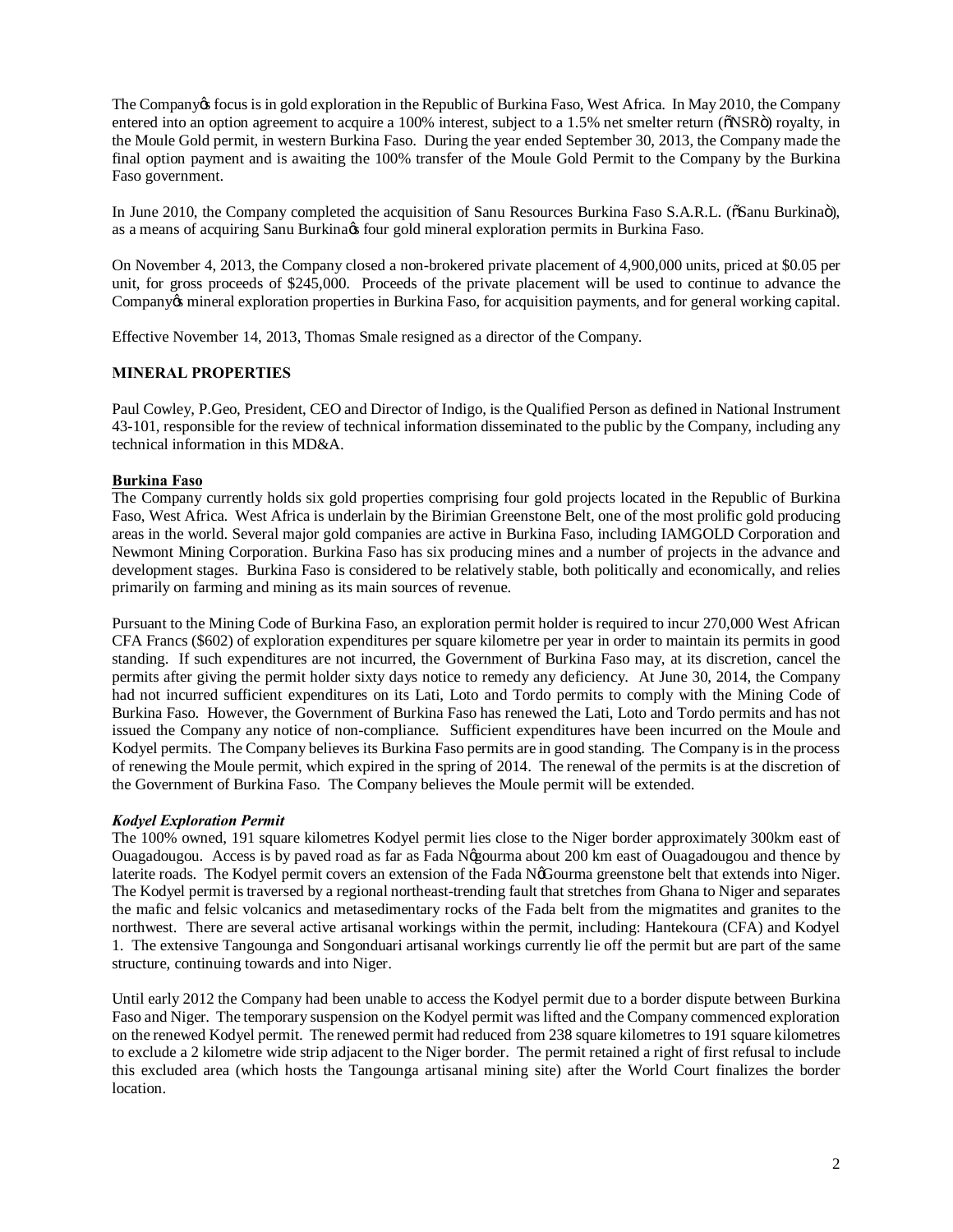The Companyǿs focus is in gold exploration in the Republic of Burkina Faso, West Africa. In May 2010, the Company entered into an option agreement to acquire a 100% interest, subject to a 1.5% net smelter return (õNSRö) royalty, in the Moule Gold permit, in western Burkina Faso. During the year ended September 30, 2013, the Company made the final option payment and is awaiting the 100% transfer of the Moule Gold Permit to the Company by the Burkina Faso government.

In June 2010, the Company completed the acquisition of Sanu Resources Burkina Faso S.A.R.L. (õSanu Burkinaö), as a means of acquiring Sanu Burkinaǿs four gold mineral exploration permits in Burkina Faso.

On November 4, 2013, the Company closed a non-brokered private placement of 4,900,000 units, priced at $0.05 per unit, for gross proceeds of $245,000. Proceeds of the private placement will be used to continue to advance the Companyǿs mineral exploration properties in Burkina Faso, for acquisition payments, and for general working capital.

Effective November 14, 2013, Thomas Smale resigned as a director of the Company.

**MINERAL PROPERTIES**

Paul Cowley, P.Geo, President, CEO and Director of Indigo, is the Qualified Person as defined in National Instrument 43-101, responsible for the review of technical information disseminated to the public by the Company, including any technical information in this MD&A.

**Burkina Faso**

The Company currently holds six gold properties comprising four gold projects located in the Republic of Burkina Faso, West Africa. West Africa is underlain by the Birimian Greenstone Belt, one of the most prolific gold producing areas in the world. Several major gold companies are active in Burkina Faso, including IAMGOLD Corporation and Newmont Mining Corporation. Burkina Faso has six producing mines and a number of projects in the advance and development stages. Burkina Faso is considered to be relatively stable, both politically and economically, and relies primarily on farming and mining as its main sources of revenue.

Pursuant to the Mining Code of Burkina Faso, an exploration permit holder is required to incur 270,000 West African CFA Francs ($602) of exploration expenditures per square kilometre per year in order to maintain its permits in good standing. If such expenditures are not incurred, the Government of Burkina Faso may, at its discretion, cancel the permits after giving the permit holder sixty days notice to remedy any deficiency. At June 30, 2014, the Company had not incurred sufficient expenditures on its Lati, Loto and Tordo permits to comply with the Mining Code of Burkina Faso. However, the Government of Burkina Faso has renewed the Lati, Loto and Tordo permits and has not issued the Company any notice of non-compliance. Sufficient expenditures have been incurred on the Moule and Kodyel permits. The Company believes its Burkina Faso permits are in good standing. The Company is in the process of renewing the Moule permit, which expired in the spring of 2014. The renewal of the permits is at the discretion of the Government of Burkina Faso. The Company believes the Moule permit will be extended.

***Kodyel Exploration Permit***

The 100% owned, 191 square kilometres Kodyel permit lies close to the Niger border approximately 300km east of Ouagadougou. Access is by paved road as far as Fada Nǥgourma about 200 km east of Ouagadougou and thence by laterite roads. The Kodyel permit covers an extension of the Fada NǥGourma greenstone belt that extends into Niger. The Kodyel permit is traversed by a regional northeast-trending fault that stretches from Ghana to Niger and separates the mafic and felsic volcanics and metasedimentary rocks of the Fada belt from the migmatites and granites to the northwest. There are several active artisanal workings within the permit, including: Hantekoura (CFA) and Kodyel 1. The extensive Tangounga and Songonduari artisanal workings currently lie off the permit but are part of the same structure, continuing towards and into Niger.

Until early 2012 the Company had been unable to access the Kodyel permit due to a border dispute between Burkina Faso and Niger. The temporary suspension on the Kodyel permit was lifted and the Company commenced exploration on the renewed Kodyel permit. The renewed permit had reduced from 238 square kilometres to 191 square kilometres to exclude a 2 kilometre wide strip adjacent to the Niger border. The permit retained a right of first refusal to include this excluded area (which hosts the Tangounga artisanal mining site) after the World Court finalizes the border location.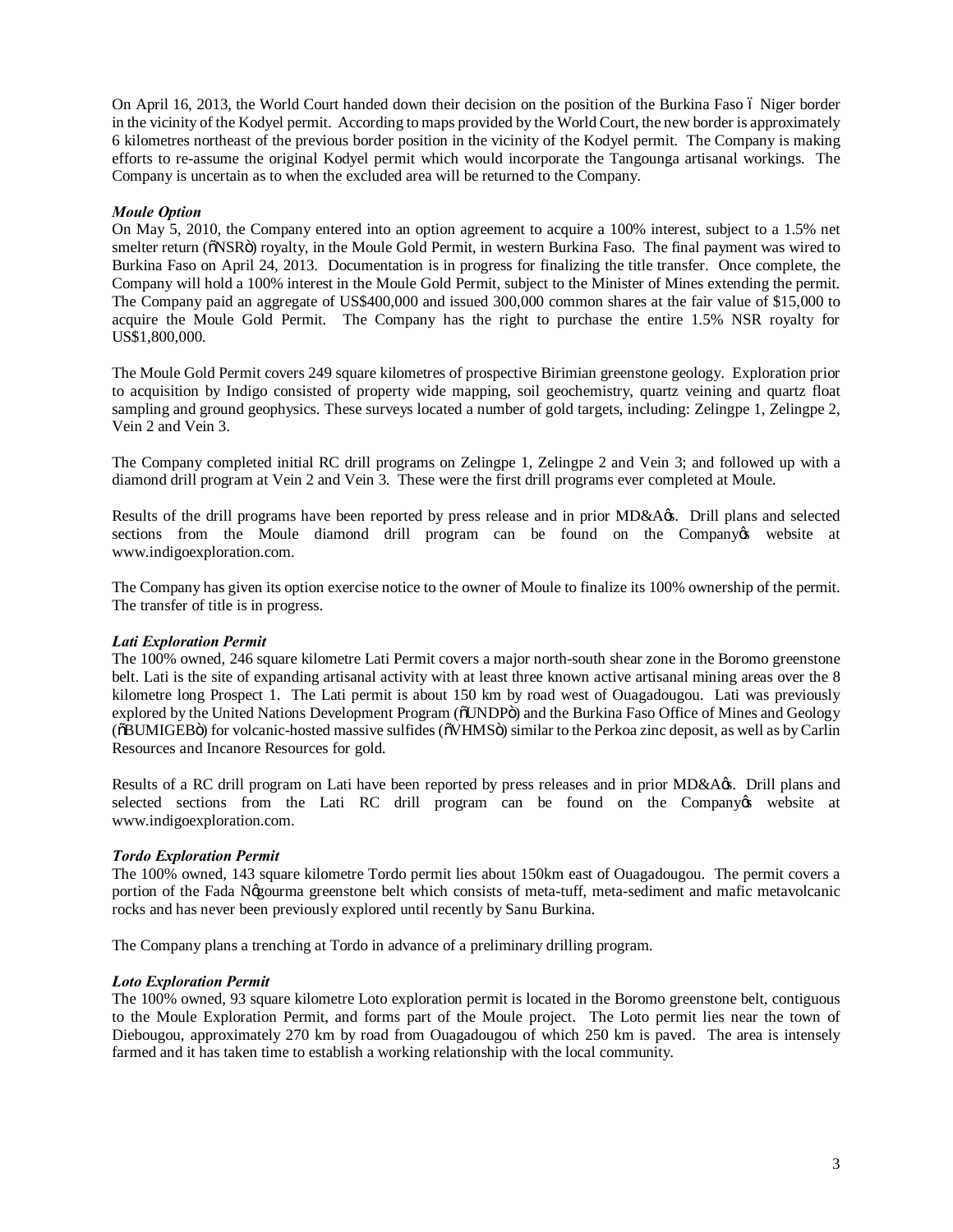On April 16, 2013, the World Court handed down their decision on the position of the Burkina Faso – Niger border in the vicinity of the Kodyel permit. According to maps provided by the World Court, the new border is approximately 6 kilometres northeast of the previous border position in the vicinity of the Kodyel permit. The Company is making efforts to re-assume the original Kodyel permit which would incorporate the Tangounga artisanal workings. The Company is uncertain as to when the excluded area will be returned to the Company.

***Moule Option***
On May 5, 2010, the Company entered into an option agreement to acquire a 100% interest, subject to a 1.5% net smelter return ("NSR") royalty, in the Moule Gold Permit, in western Burkina Faso. The final payment was wired to Burkina Faso on April 24, 2013. Documentation is in progress for finalizing the title transfer. Once complete, the Company will hold a 100% interest in the Moule Gold Permit, subject to the Minister of Mines extending the permit. The Company paid an aggregate of US$400,000 and issued 300,000 common shares at the fair value of $15,000 to acquire the Moule Gold Permit. The Company has the right to purchase the entire 1.5% NSR royalty for US$1,800,000.

The Moule Gold Permit covers 249 square kilometres of prospective Birimian greenstone geology. Exploration prior to acquisition by Indigo consisted of property wide mapping, soil geochemistry, quartz veining and quartz float sampling and ground geophysics. These surveys located a number of gold targets, including: Zelingpe 1, Zelingpe 2, Vein 2 and Vein 3.

The Company completed initial RC drill programs on Zelingpe 1, Zelingpe 2 and Vein 3; and followed up with a diamond drill program at Vein 2 and Vein 3. These were the first drill programs ever completed at Moule.

Results of the drill programs have been reported by press release and in prior MD&A's. Drill plans and selected sections from the Moule diamond drill program can be found on the Company's website at www.indigoexploration.com.

The Company has given its option exercise notice to the owner of Moule to finalize its 100% ownership of the permit. The transfer of title is in progress.

***Lati Exploration Permit***
The 100% owned, 246 square kilometre Lati Permit covers a major north-south shear zone in the Boromo greenstone belt. Lati is the site of expanding artisanal activity with at least three known active artisanal mining areas over the 8 kilometre long Prospect 1. The Lati permit is about 150 km by road west of Ouagadougou. Lati was previously explored by the United Nations Development Program ("UNDP") and the Burkina Faso Office of Mines and Geology ("BUMIGEB") for volcanic-hosted massive sulfides ("VHMS") similar to the Perkoa zinc deposit, as well as by Carlin Resources and Incanore Resources for gold.

Results of a RC drill program on Lati have been reported by press releases and in prior MD&A's. Drill plans and selected sections from the Lati RC drill program can be found on the Company's website at www.indigoexploration.com.

***Tordo Exploration Permit***
The 100% owned, 143 square kilometre Tordo permit lies about 150km east of Ouagadougou. The permit covers a portion of the Fada N'gourma greenstone belt which consists of meta-tuff, meta-sediment and mafic metavolcanic rocks and has never been previously explored until recently by Sanu Burkina.

The Company plans a trenching at Tordo in advance of a preliminary drilling program.

***Loto Exploration Permit***
The 100% owned, 93 square kilometre Loto exploration permit is located in the Boromo greenstone belt, contiguous to the Moule Exploration Permit, and forms part of the Moule project. The Loto permit lies near the town of Diebougou, approximately 270 km by road from Ouagadougou of which 250 km is paved. The area is intensely farmed and it has taken time to establish a working relationship with the local community.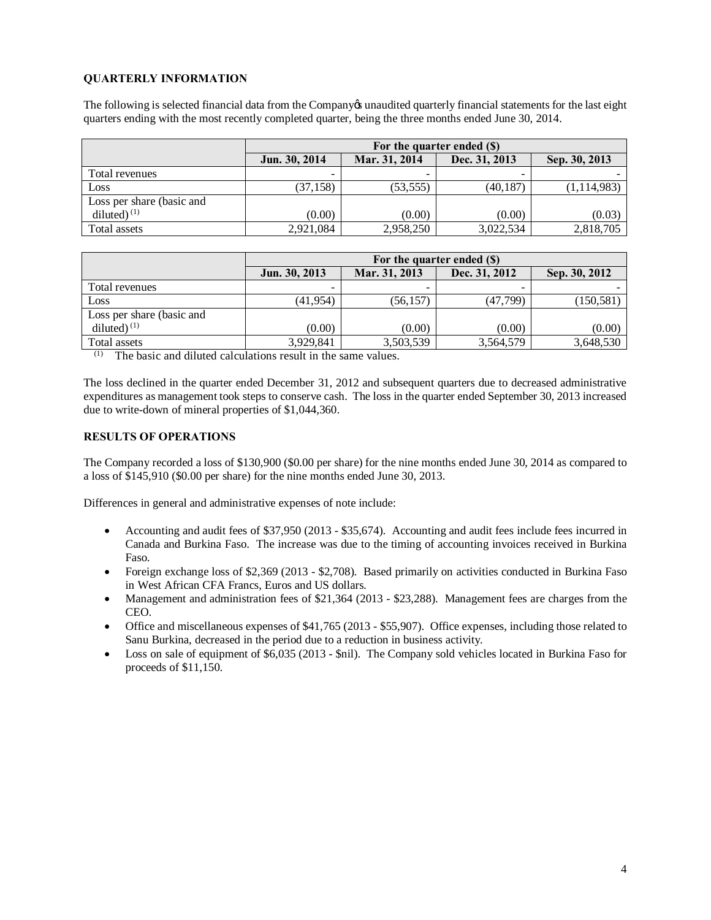## QUARTERLY INFORMATION

The following is selected financial data from the Company's unaudited quarterly financial statements for the last eight quarters ending with the most recently completed quarter, being the three months ended June 30, 2014.

| | For the quarter ended ($) | | | |
|---|---|---|---|---|
| | Jun. 30, 2014 | Mar. 31, 2014 | Dec. 31, 2013 | Sep. 30, 2013 |
| Total revenues | - | - | - | - |
| Loss | (37,158) | (53,555) | (40,187) | (1,114,983) |
| Loss per share (basic and diluted) [(1)] | (0.00) | (0.00) | (0.00) | (0.03) |
| Total assets | 2,921,084 | 2,958,250 | 3,022,534 | 2,818,705 |

| | For the quarter ended ($) | | | |
|---|---|---|---|---|
| | Jun. 30, 2013 | Mar. 31, 2013 | Dec. 31, 2012 | Sep. 30, 2012 |
| Total revenues | - | - | - | - |
| Loss | (41,954) | (56,157) | (47,799) | (150,581) |
| Loss per share (basic and diluted) [(1)] | (0.00) | (0.00) | (0.00) | (0.00) |
| Total assets | 3,929,841 | 3,503,539 | 3,564,579 | 3,648,530 |

(1) The basic and diluted calculations result in the same values.

The loss declined in the quarter ended December 31, 2012 and subsequent quarters due to decreased administrative expenditures as management took steps to conserve cash. The loss in the quarter ended September 30, 2013 increased due to write-down of mineral properties of $1,044,360.

## RESULTS OF OPERATIONS

The Company recorded a loss of $130,900 ($0.00 per share) for the nine months ended June 30, 2014 as compared to a loss of $145,910 ($0.00 per share) for the nine months ended June 30, 2013.

Differences in general and administrative expenses of note include:

- Accounting and audit fees of $37,950 (2013 - $35,674). Accounting and audit fees include fees incurred in Canada and Burkina Faso. The increase was due to the timing of accounting invoices received in Burkina Faso.
- Foreign exchange loss of $2,369 (2013 - $2,708). Based primarily on activities conducted in Burkina Faso in West African CFA Francs, Euros and US dollars.
- Management and administration fees of $21,364 (2013 - $23,288). Management fees are charges from the CEO.
- Office and miscellaneous expenses of $41,765 (2013 - $55,907). Office expenses, including those related to Sanu Burkina, decreased in the period due to a reduction in business activity.
- Loss on sale of equipment of $6,035 (2013 - $nil). The Company sold vehicles located in Burkina Faso for proceeds of $11,150.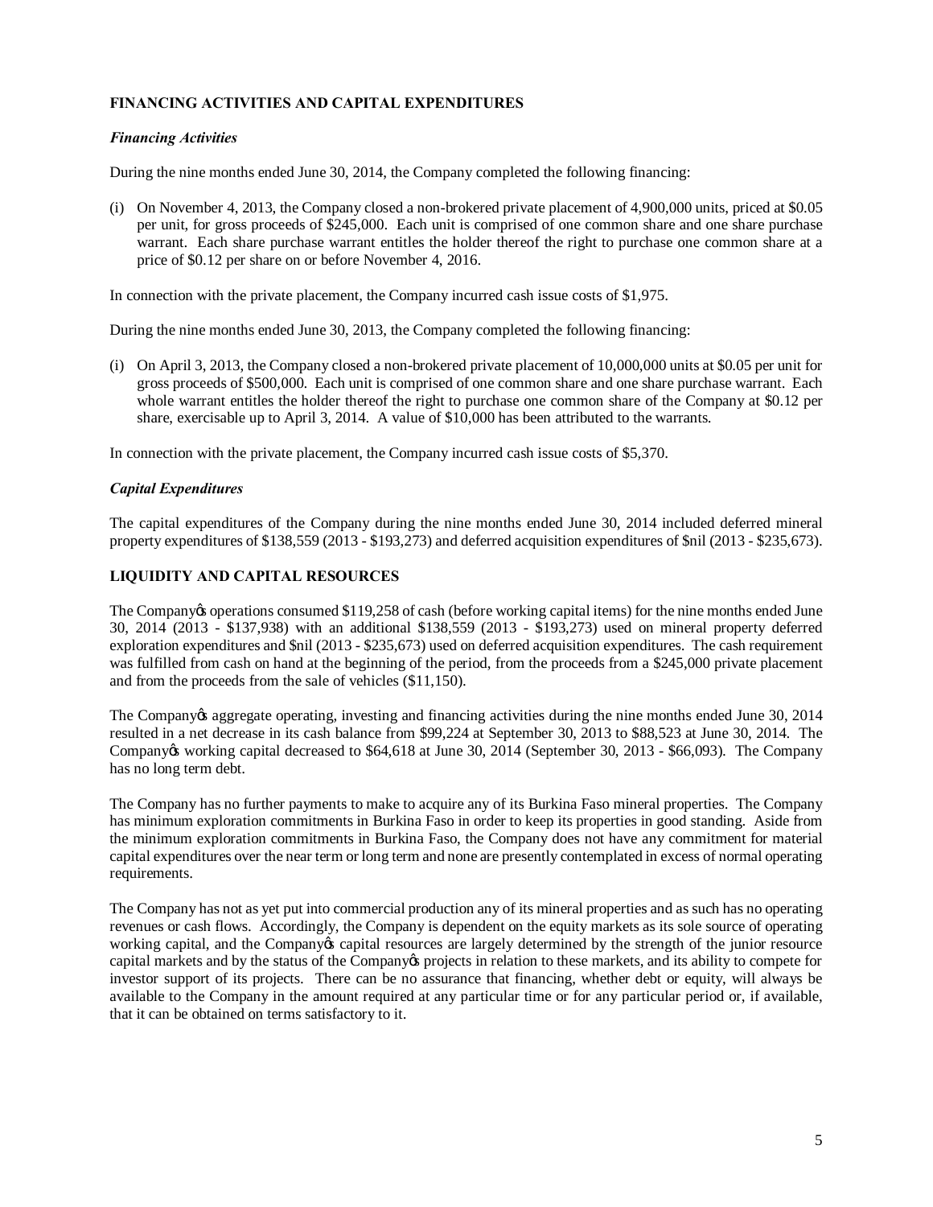## FINANCING ACTIVITIES AND CAPITAL EXPENDITURES

### *Financing Activities*

During the nine months ended June 30, 2014, the Company completed the following financing:

(i) On November 4, 2013, the Company closed a non-brokered private placement of 4,900,000 units, priced at $0.05 per unit, for gross proceeds of $245,000. Each unit is comprised of one common share and one share purchase warrant. Each share purchase warrant entitles the holder thereof the right to purchase one common share at a price of $0.12 per share on or before November 4, 2016.

In connection with the private placement, the Company incurred cash issue costs of $1,975.

During the nine months ended June 30, 2013, the Company completed the following financing:

(i) On April 3, 2013, the Company closed a non-brokered private placement of 10,000,000 units at $0.05 per unit for gross proceeds of $500,000. Each unit is comprised of one common share and one share purchase warrant. Each whole warrant entitles the holder thereof the right to purchase one common share of the Company at $0.12 per share, exercisable up to April 3, 2014. A value of $10,000 has been attributed to the warrants.

In connection with the private placement, the Company incurred cash issue costs of $5,370.

### *Capital Expenditures*

The capital expenditures of the Company during the nine months ended June 30, 2014 included deferred mineral property expenditures of $138,559 (2013 - $193,273) and deferred acquisition expenditures of $nil (2013 - $235,673).

## LIQUIDITY AND CAPITAL RESOURCES

The Company's operations consumed $119,258 of cash (before working capital items) for the nine months ended June 30, 2014 (2013 - $137,938) with an additional $138,559 (2013 - $193,273) used on mineral property deferred exploration expenditures and $nil (2013 - $235,673) used on deferred acquisition expenditures. The cash requirement was fulfilled from cash on hand at the beginning of the period, from the proceeds from a $245,000 private placement and from the proceeds from the sale of vehicles ($11,150).

The Company's aggregate operating, investing and financing activities during the nine months ended June 30, 2014 resulted in a net decrease in its cash balance from $99,224 at September 30, 2013 to $88,523 at June 30, 2014. The Company's working capital decreased to $64,618 at June 30, 2014 (September 30, 2013 - $66,093). The Company has no long term debt.

The Company has no further payments to make to acquire any of its Burkina Faso mineral properties. The Company has minimum exploration commitments in Burkina Faso in order to keep its properties in good standing. Aside from the minimum exploration commitments in Burkina Faso, the Company does not have any commitment for material capital expenditures over the near term or long term and none are presently contemplated in excess of normal operating requirements.

The Company has not as yet put into commercial production any of its mineral properties and as such has no operating revenues or cash flows. Accordingly, the Company is dependent on the equity markets as its sole source of operating working capital, and the Company's capital resources are largely determined by the strength of the junior resource capital markets and by the status of the Company's projects in relation to these markets, and its ability to compete for investor support of its projects. There can be no assurance that financing, whether debt or equity, will always be available to the Company in the amount required at any particular time or for any particular period or, if available, that it can be obtained on terms satisfactory to it.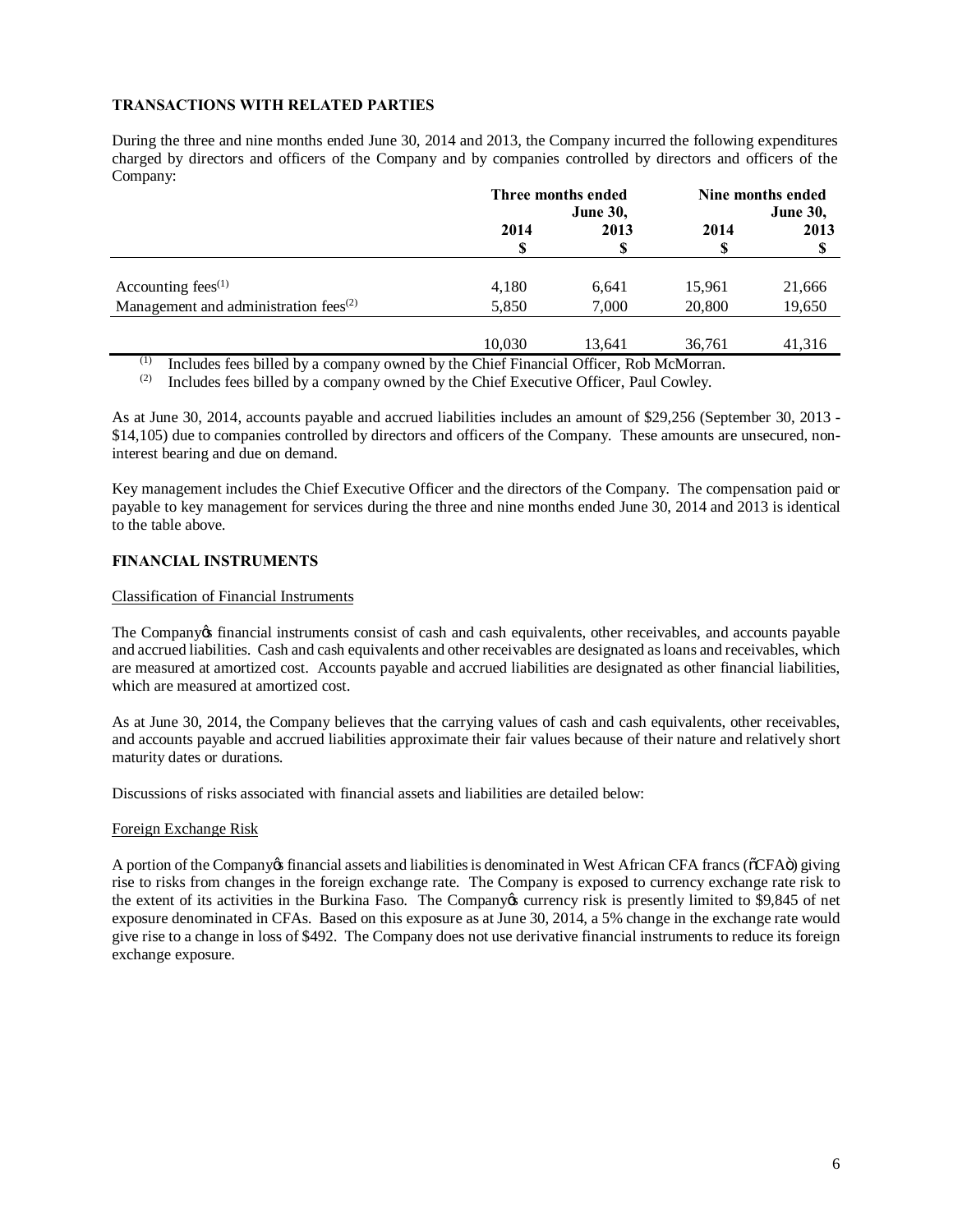## TRANSACTIONS WITH RELATED PARTIES

During the three and nine months ended June 30, 2014 and 2013, the Company incurred the following expenditures charged by directors and officers of the Company and by companies controlled by directors and officers of the Company:

| | Three months ended June 30, | | Nine months ended June 30, | |
|---|---|---|---|---|
| | 2014 | 2013 | 2014 | 2013 |
| | $ | $ | $ | $ |
| Accounting fees[(1)] | 4,180 | 6,641 | 15,961 | 21,666 |
| Management and administration fees[(2)] | 5,850 | 7,000 | 20,800 | 19,650 |
| | 10,030 | 13,641 | 36,761 | 41,316 |

(1) Includes fees billed by a company owned by the Chief Financial Officer, Rob McMorran.

(2) Includes fees billed by a company owned by the Chief Executive Officer, Paul Cowley.

As at June 30, 2014, accounts payable and accrued liabilities includes an amount of $29,256 (September 30, 2013 - $14,105) due to companies controlled by directors and officers of the Company. These amounts are unsecured, non-interest bearing and due on demand.

Key management includes the Chief Executive Officer and the directors of the Company. The compensation paid or payable to key management for services during the three and nine months ended June 30, 2014 and 2013 is identical to the table above.

## FINANCIAL INSTRUMENTS

### Classification of Financial Instruments

The Company's financial instruments consist of cash and cash equivalents, other receivables, and accounts payable and accrued liabilities. Cash and cash equivalents and other receivables are designated as loans and receivables, which are measured at amortized cost. Accounts payable and accrued liabilities are designated as other financial liabilities, which are measured at amortized cost.

As at June 30, 2014, the Company believes that the carrying values of cash and cash equivalents, other receivables, and accounts payable and accrued liabilities approximate their fair values because of their nature and relatively short maturity dates or durations.

Discussions of risks associated with financial assets and liabilities are detailed below:

### Foreign Exchange Risk

A portion of the Company's financial assets and liabilities is denominated in West African CFA francs ("CFA") giving rise to risks from changes in the foreign exchange rate. The Company is exposed to currency exchange rate risk to the extent of its activities in the Burkina Faso. The Company's currency risk is presently limited to $9,845 of net exposure denominated in CFAs. Based on this exposure as at June 30, 2014, a 5% change in the exchange rate would give rise to a change in loss of $492. The Company does not use derivative financial instruments to reduce its foreign exchange exposure.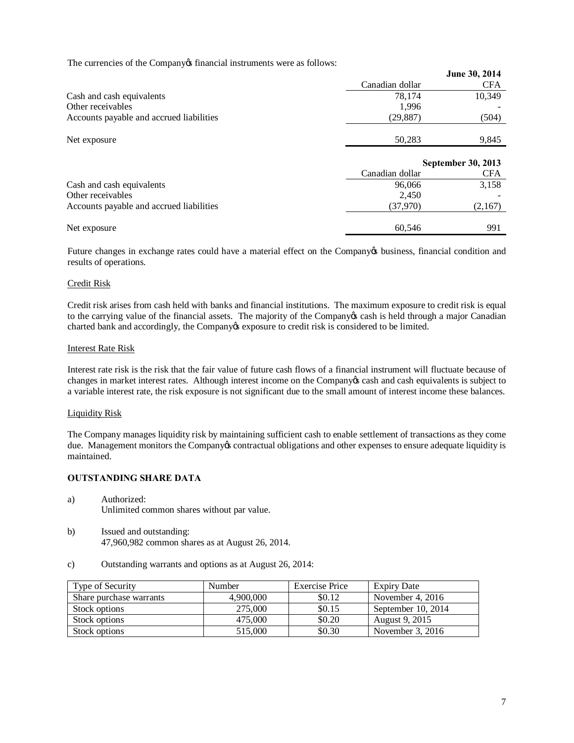The currencies of the Companyǿs financial instruments were as follows:

| | Canadian dollar | June 30, 2014 CFA |
|---|---|---|
| Cash and cash equivalents | 78,174 | 10,349 |
| Other receivables | 1,996 | - |
| Accounts payable and accrued liabilities | (29,887) | (504) |
| Net exposure | 50,283 | 9,845 |

| | Canadian dollar | September 30, 2013 CFA |
|---|---|---|
| Cash and cash equivalents | 96,066 | 3,158 |
| Other receivables | 2,450 | - |
| Accounts payable and accrued liabilities | (37,970) | (2,167) |
| Net exposure | 60,546 | 991 |

Future changes in exchange rates could have a material effect on the Companyǿs business, financial condition and results of operations.

Credit Risk

Credit risk arises from cash held with banks and financial institutions. The maximum exposure to credit risk is equal to the carrying value of the financial assets. The majority of the Companyǿs cash is held through a major Canadian charted bank and accordingly, the Companyǿs exposure to credit risk is considered to be limited.

Interest Rate Risk

Interest rate risk is the risk that the fair value of future cash flows of a financial instrument will fluctuate because of changes in market interest rates. Although interest income on the Companyǿs cash and cash equivalents is subject to a variable interest rate, the risk exposure is not significant due to the small amount of interest income these balances.

Liquidity Risk

The Company manages liquidity risk by maintaining sufficient cash to enable settlement of transactions as they come due. Management monitors the Companyǿs contractual obligations and other expenses to ensure adequate liquidity is maintained.

## OUTSTANDING SHARE DATA

a) Authorized:
Unlimited common shares without par value.

b) Issued and outstanding:
47,960,982 common shares as at August 26, 2014.

c) Outstanding warrants and options as at August 26, 2014:

| Type of Security | Number | Exercise Price | Expiry Date |
|---|---|---|---|
| Share purchase warrants | 4,900,000 | $0.12 | November 4, 2016 |
| Stock options | 275,000 | $0.15 | September 10, 2014 |
| Stock options | 475,000 | $0.20 | August 9, 2015 |
| Stock options | 515,000 | $0.30 | November 3, 2016 |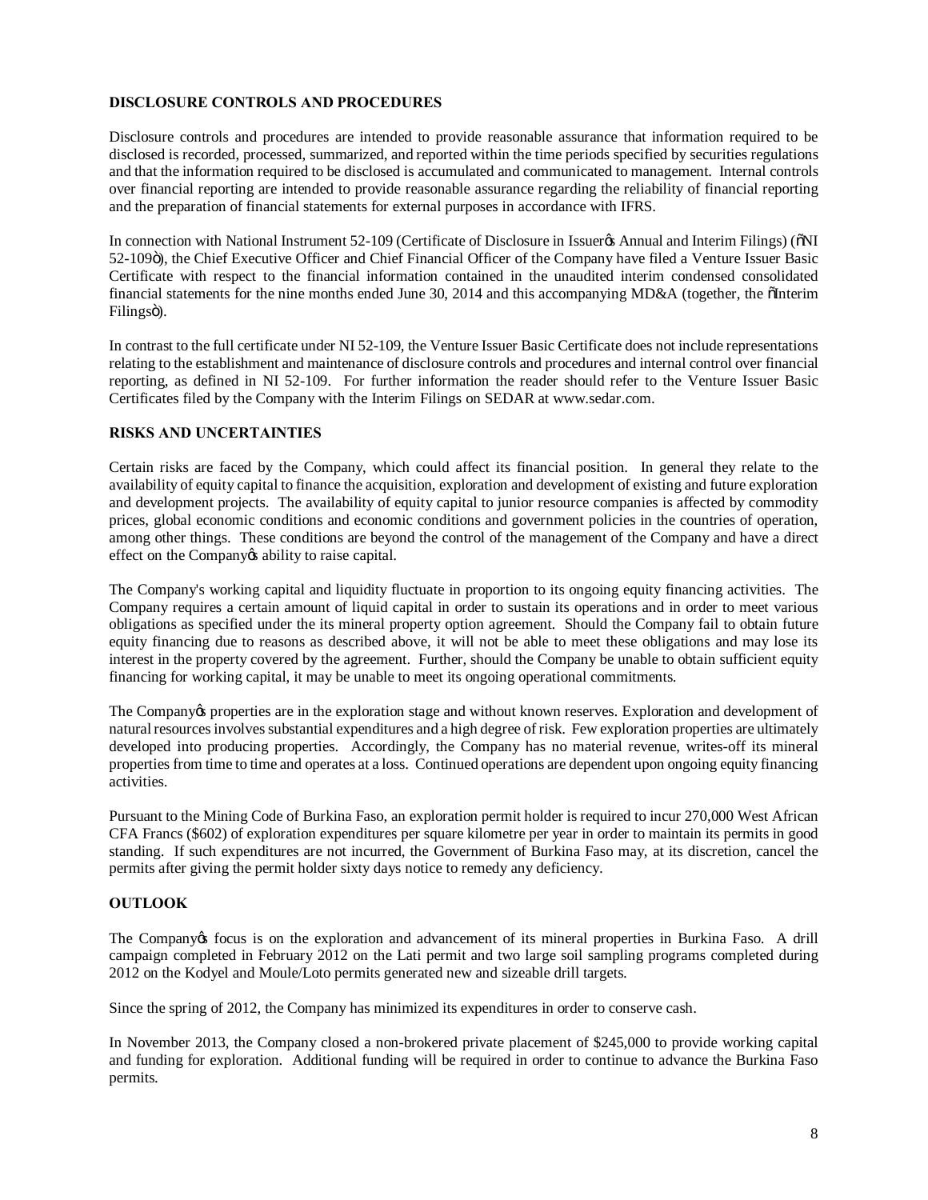## DISCLOSURE CONTROLS AND PROCEDURES

Disclosure controls and procedures are intended to provide reasonable assurance that information required to be disclosed is recorded, processed, summarized, and reported within the time periods specified by securities regulations and that the information required to be disclosed is accumulated and communicated to management. Internal controls over financial reporting are intended to provide reasonable assurance regarding the reliability of financial reporting and the preparation of financial statements for external purposes in accordance with IFRS.

In connection with National Instrument 52-109 (Certificate of Disclosure in Issuer's Annual and Interim Filings) ("NI 52-109"), the Chief Executive Officer and Chief Financial Officer of the Company have filed a Venture Issuer Basic Certificate with respect to the financial information contained in the unaudited interim condensed consolidated financial statements for the nine months ended June 30, 2014 and this accompanying MD&A (together, the "Interim Filings").

In contrast to the full certificate under NI 52-109, the Venture Issuer Basic Certificate does not include representations relating to the establishment and maintenance of disclosure controls and procedures and internal control over financial reporting, as defined in NI 52-109. For further information the reader should refer to the Venture Issuer Basic Certificates filed by the Company with the Interim Filings on SEDAR at www.sedar.com.

## RISKS AND UNCERTAINTIES

Certain risks are faced by the Company, which could affect its financial position. In general they relate to the availability of equity capital to finance the acquisition, exploration and development of existing and future exploration and development projects. The availability of equity capital to junior resource companies is affected by commodity prices, global economic conditions and economic conditions and government policies in the countries of operation, among other things. These conditions are beyond the control of the management of the Company and have a direct effect on the Company's ability to raise capital.

The Company's working capital and liquidity fluctuate in proportion to its ongoing equity financing activities. The Company requires a certain amount of liquid capital in order to sustain its operations and in order to meet various obligations as specified under the its mineral property option agreement. Should the Company fail to obtain future equity financing due to reasons as described above, it will not be able to meet these obligations and may lose its interest in the property covered by the agreement. Further, should the Company be unable to obtain sufficient equity financing for working capital, it may be unable to meet its ongoing operational commitments.

The Company's properties are in the exploration stage and without known reserves. Exploration and development of natural resources involves substantial expenditures and a high degree of risk. Few exploration properties are ultimately developed into producing properties. Accordingly, the Company has no material revenue, writes-off its mineral properties from time to time and operates at a loss. Continued operations are dependent upon ongoing equity financing activities.

Pursuant to the Mining Code of Burkina Faso, an exploration permit holder is required to incur 270,000 West African CFA Francs ($602) of exploration expenditures per square kilometre per year in order to maintain its permits in good standing. If such expenditures are not incurred, the Government of Burkina Faso may, at its discretion, cancel the permits after giving the permit holder sixty days notice to remedy any deficiency.

## OUTLOOK

The Company's focus is on the exploration and advancement of its mineral properties in Burkina Faso. A drill campaign completed in February 2012 on the Lati permit and two large soil sampling programs completed during 2012 on the Kodyel and Moule/Loto permits generated new and sizeable drill targets.

Since the spring of 2012, the Company has minimized its expenditures in order to conserve cash.

In November 2013, the Company closed a non-brokered private placement of $245,000 to provide working capital and funding for exploration. Additional funding will be required in order to continue to advance the Burkina Faso permits.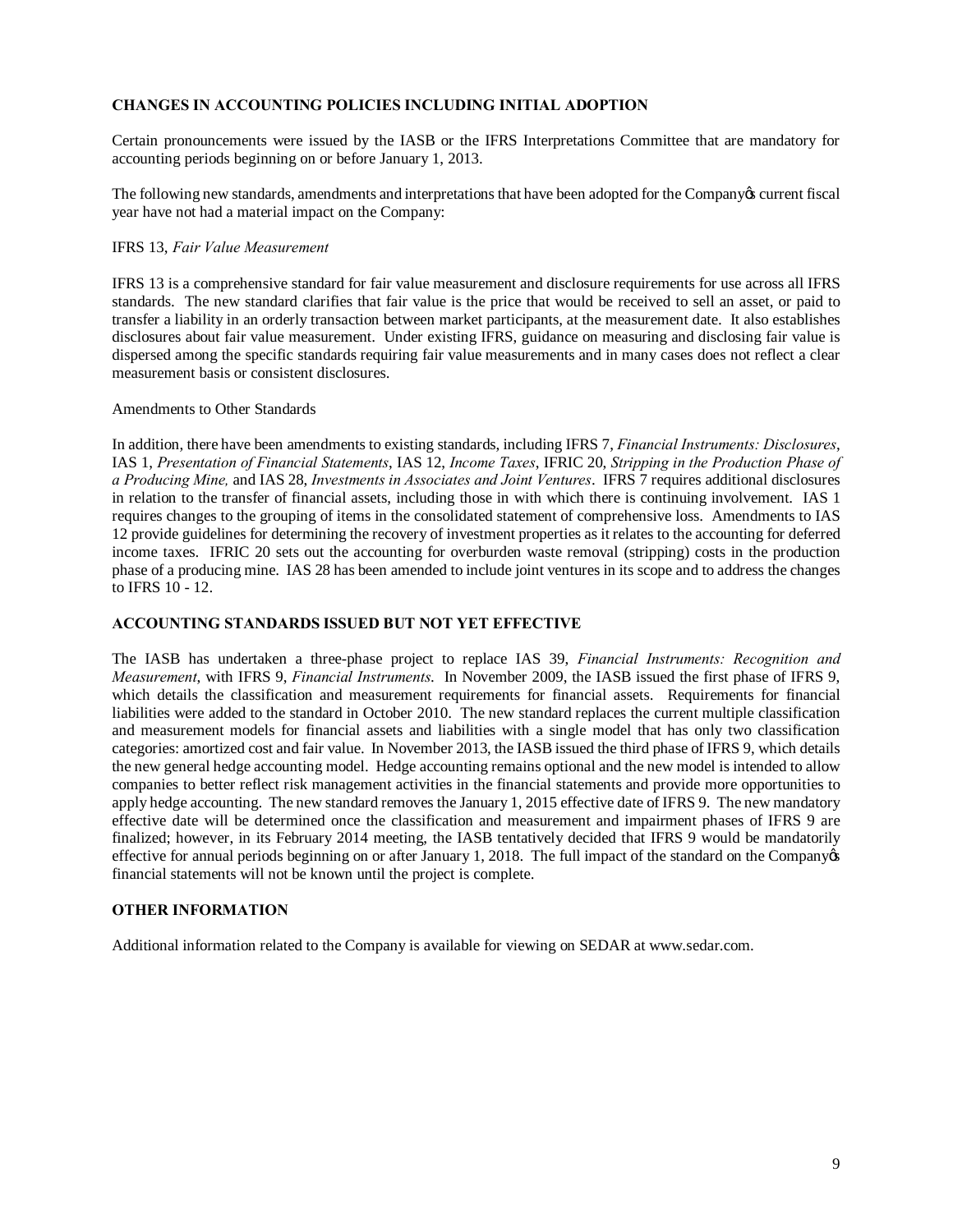## CHANGES IN ACCOUNTING POLICIES INCLUDING INITIAL ADOPTION

Certain pronouncements were issued by the IASB or the IFRS Interpretations Committee that are mandatory for accounting periods beginning on or before January 1, 2013.

The following new standards, amendments and interpretations that have been adopted for the Companyҿs current fiscal year have not had a material impact on the Company:

IFRS 13, *Fair Value Measurement*

IFRS 13 is a comprehensive standard for fair value measurement and disclosure requirements for use across all IFRS standards. The new standard clarifies that fair value is the price that would be received to sell an asset, or paid to transfer a liability in an orderly transaction between market participants, at the measurement date. It also establishes disclosures about fair value measurement. Under existing IFRS, guidance on measuring and disclosing fair value is dispersed among the specific standards requiring fair value measurements and in many cases does not reflect a clear measurement basis or consistent disclosures.

Amendments to Other Standards

In addition, there have been amendments to existing standards, including IFRS 7, *Financial Instruments: Disclosures*, IAS 1, *Presentation of Financial Statements*, IAS 12, *Income Taxes*, IFRIC 20, *Stripping in the Production Phase of a Producing Mine,* and IAS 28, *Investments in Associates and Joint Ventures*. IFRS 7 requires additional disclosures in relation to the transfer of financial assets, including those in with which there is continuing involvement. IAS 1 requires changes to the grouping of items in the consolidated statement of comprehensive loss. Amendments to IAS 12 provide guidelines for determining the recovery of investment properties as it relates to the accounting for deferred income taxes. IFRIC 20 sets out the accounting for overburden waste removal (stripping) costs in the production phase of a producing mine. IAS 28 has been amended to include joint ventures in its scope and to address the changes to IFRS 10 - 12.

## ACCOUNTING STANDARDS ISSUED BUT NOT YET EFFECTIVE

The IASB has undertaken a three-phase project to replace IAS 39, *Financial Instruments: Recognition and Measurement*, with IFRS 9, *Financial Instruments*. In November 2009, the IASB issued the first phase of IFRS 9, which details the classification and measurement requirements for financial assets. Requirements for financial liabilities were added to the standard in October 2010. The new standard replaces the current multiple classification and measurement models for financial assets and liabilities with a single model that has only two classification categories: amortized cost and fair value. In November 2013, the IASB issued the third phase of IFRS 9, which details the new general hedge accounting model. Hedge accounting remains optional and the new model is intended to allow companies to better reflect risk management activities in the financial statements and provide more opportunities to apply hedge accounting. The new standard removes the January 1, 2015 effective date of IFRS 9. The new mandatory effective date will be determined once the classification and measurement and impairment phases of IFRS 9 are finalized; however, in its February 2014 meeting, the IASB tentatively decided that IFRS 9 would be mandatorily effective for annual periods beginning on or after January 1, 2018. The full impact of the standard on the Companyҿs financial statements will not be known until the project is complete.

## OTHER INFORMATION

Additional information related to the Company is available for viewing on SEDAR at www.sedar.com.